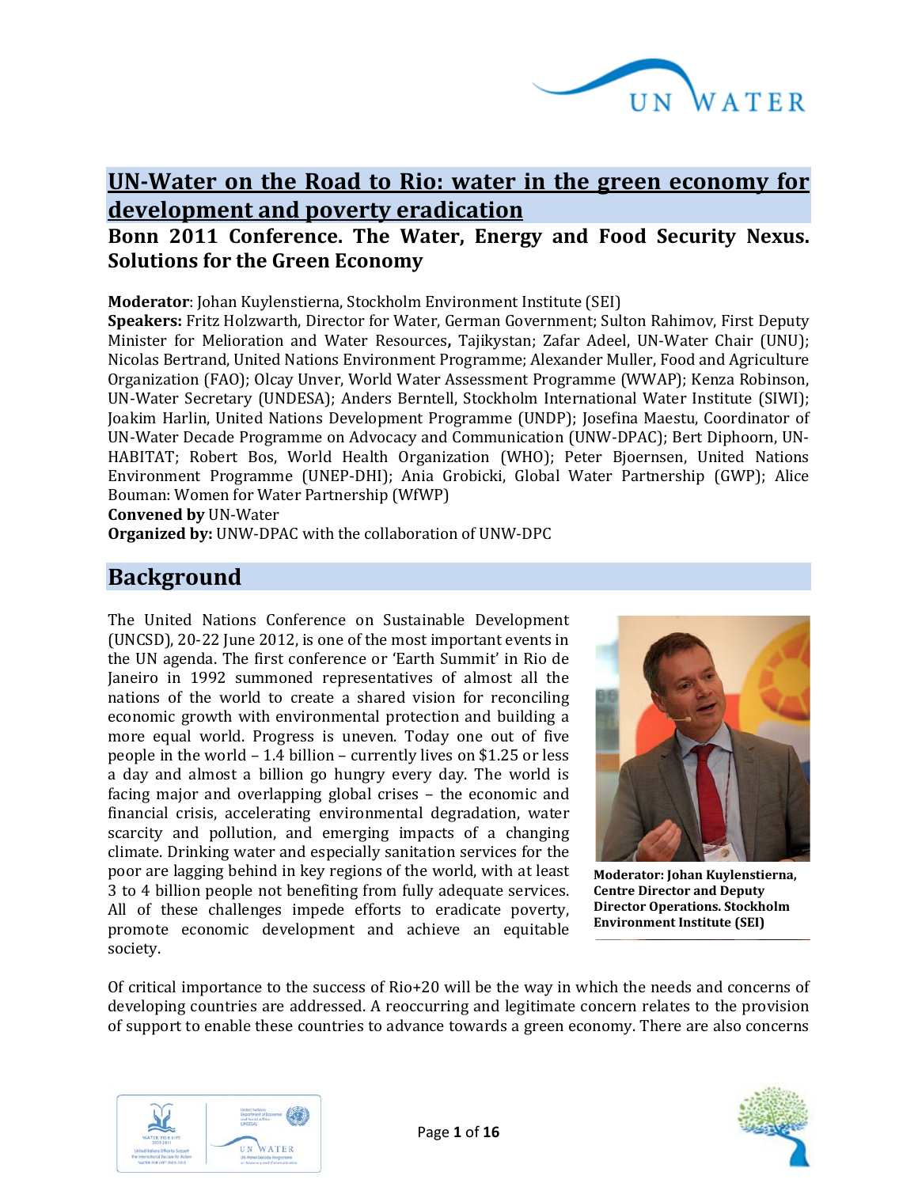# UN-Water on the Road to Rio: water in the green economy for development and poverty eradication

## Bonn 2011 Conference. The Water, Energy and Food Security Nexus. Solutions for the Green Economy

**Moderator**: Johan Kuylenstierna, Stockholm Environment Institute (SEI)
**Speakers:** Fritz Holzwarth, Director for Water, German Government; Sulton Rahimov, First Deputy Minister for Melioration and Water Resources**,** Tajikystan; Zafar Adeel, UN-Water Chair (UNU); Nicolas Bertrand, United Nations Environment Programme; Alexander Muller, Food and Agriculture Organization (FAO); Olcay Unver, World Water Assessment Programme (WWAP); Kenza Robinson, UN-Water Secretary (UNDESA); Anders Berntell, Stockholm International Water Institute (SIWI); Joakim Harlin, United Nations Development Programme (UNDP); Josefina Maestu, Coordinator of UN-Water Decade Programme on Advocacy and Communication (UNW-DPAC); Bert Diphoorn, UN-HABITAT; Robert Bos, World Health Organization (WHO); Peter Bjoernsen, United Nations Environment Programme (UNEP-DHI); Ania Grobicki, Global Water Partnership (GWP); Alice Bouman: Women for Water Partnership (WfWP)
**Convened by** UN-Water
**Organized by:** UNW-DPAC with the collaboration of UNW-DPC

## Background

The United Nations Conference on Sustainable Development (UNCSD), 20-22 June 2012, is one of the most important events in the UN agenda. The first conference or 'Earth Summit' in Rio de Janeiro in 1992 summoned representatives of almost all the nations of the world to create a shared vision for reconciling economic growth with environmental protection and building a more equal world. Progress is uneven. Today one out of five people in the world – 1.4 billion – currently lives on $1.25 or less a day and almost a billion go hungry every day. The world is facing major and overlapping global crises – the economic and financial crisis, accelerating environmental degradation, water scarcity and pollution, and emerging impacts of a changing climate. Drinking water and especially sanitation services for the poor are lagging behind in key regions of the world, with at least 3 to 4 billion people not benefiting from fully adequate services. All of these challenges impede efforts to eradicate poverty, promote economic development and achieve an equitable society.

**Moderator: Johan Kuylenstierna, Centre Director and Deputy Director Operations. Stockholm Environment Institute (SEI)**

Of critical importance to the success of Rio+20 will be the way in which the needs and concerns of developing countries are addressed. A reoccurring and legitimate concern relates to the provision of support to enable these countries to advance towards a green economy. There are also concerns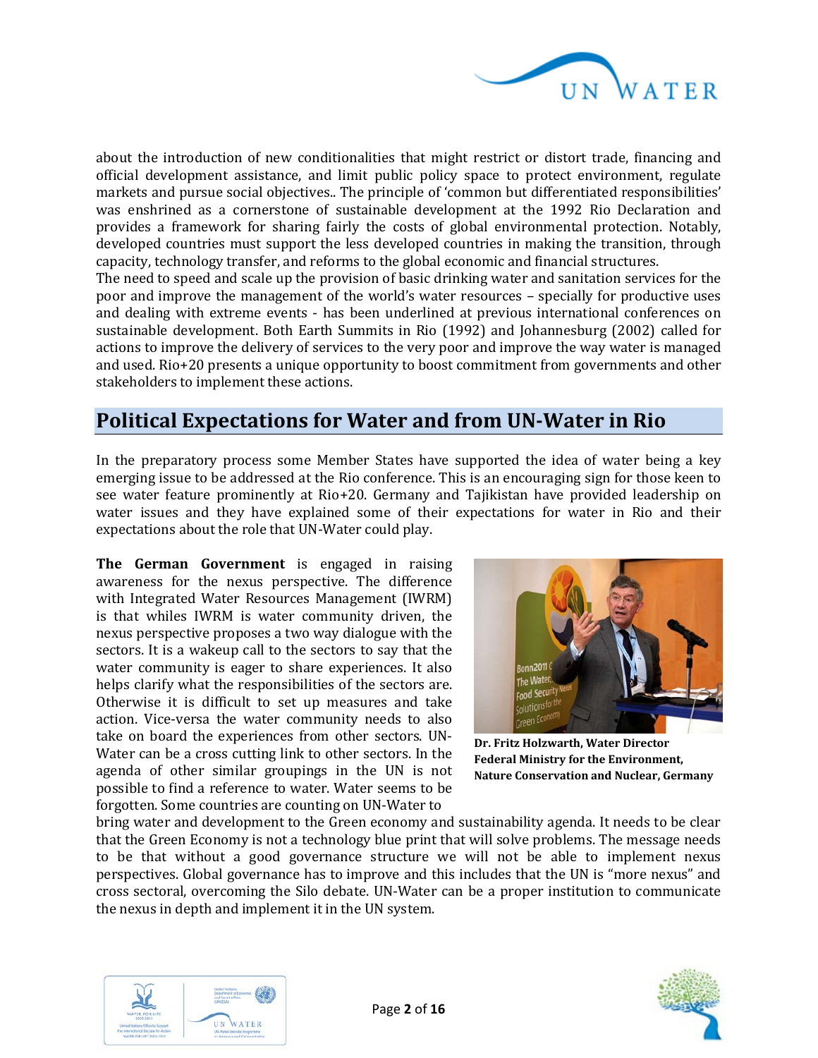about the introduction of new conditionalities that might restrict or distort trade, financing and official development assistance, and limit public policy space to protect environment, regulate markets and pursue social objectives.. The principle of 'common but differentiated responsibilities' was enshrined as a cornerstone of sustainable development at the 1992 Rio Declaration and provides a framework for sharing fairly the costs of global environmental protection. Notably, developed countries must support the less developed countries in making the transition, through capacity, technology transfer, and reforms to the global economic and financial structures.

The need to speed and scale up the provision of basic drinking water and sanitation services for the poor and improve the management of the world's water resources – specially for productive uses and dealing with extreme events - has been underlined at previous international conferences on sustainable development. Both Earth Summits in Rio (1992) and Johannesburg (2002) called for actions to improve the delivery of services to the very poor and improve the way water is managed and used. Rio+20 presents a unique opportunity to boost commitment from governments and other stakeholders to implement these actions.

## Political Expectations for Water and from UN-Water in Rio

In the preparatory process some Member States have supported the idea of water being a key emerging issue to be addressed at the Rio conference. This is an encouraging sign for those keen to see water feature prominently at Rio+20. Germany and Tajikistan have provided leadership on water issues and they have explained some of their expectations for water in Rio and their expectations about the role that UN-Water could play.

**The German Government** is engaged in raising awareness for the nexus perspective. The difference with Integrated Water Resources Management (IWRM) is that whiles IWRM is water community driven, the nexus perspective proposes a two way dialogue with the sectors. It is a wakeup call to the sectors to say that the water community is eager to share experiences. It also helps clarify what the responsibilities of the sectors are. Otherwise it is difficult to set up measures and take action. Vice-versa the water community needs to also take on board the experiences from other sectors. UN-Water can be a cross cutting link to other sectors. In the agenda of other similar groupings in the UN is not possible to find a reference to water. Water seems to be forgotten. Some countries are counting on UN-Water to bring water and development to the Green economy and sustainability agenda. It needs to be clear that the Green Economy is not a technology blue print that will solve problems. The message needs to be that without a good governance structure we will not be able to implement nexus perspectives. Global governance has to improve and this includes that the UN is "more nexus" and cross sectoral, overcoming the Silo debate. UN-Water can be a proper institution to communicate the nexus in depth and implement it in the UN system.

**Dr. Fritz Holzwarth, Water Director Federal Ministry for the Environment, Nature Conservation and Nuclear, Germany**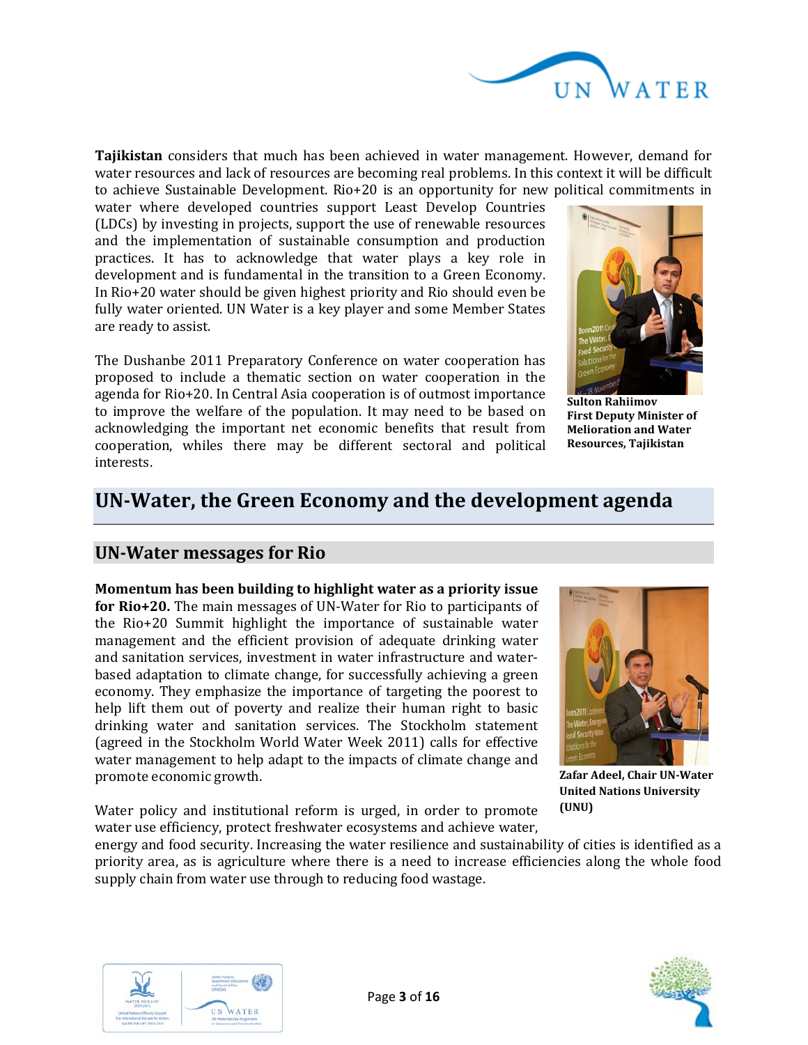**Tajikistan** considers that much has been achieved in water management. However, demand for water resources and lack of resources are becoming real problems. In this context it will be difficult to achieve Sustainable Development. Rio+20 is an opportunity for new political commitments in water where developed countries support Least Develop Countries (LDCs) by investing in projects, support the use of renewable resources and the implementation of sustainable consumption and production practices. It has to acknowledge that water plays a key role in development and is fundamental in the transition to a Green Economy. In Rio+20 water should be given highest priority and Rio should even be fully water oriented. UN Water is a key player and some Member States are ready to assist.

The Dushanbe 2011 Preparatory Conference on water cooperation has proposed to include a thematic section on water cooperation in the agenda for Rio+20. In Central Asia cooperation is of outmost importance to improve the welfare of the population. It may need to be based on acknowledging the important net economic benefits that result from cooperation, whiles there may be different sectoral and political interests.

**Sulton Rahiimov**
**First Deputy Minister of Melioration and Water Resources, Tajikistan**

# UN-Water, the Green Economy and the development agenda

## UN-Water messages for Rio

**Momentum has been building to highlight water as a priority issue for Rio+20.** The main messages of UN-Water for Rio to participants of the Rio+20 Summit highlight the importance of sustainable water management and the efficient provision of adequate drinking water and sanitation services, investment in water infrastructure and water-based adaptation to climate change, for successfully achieving a green economy. They emphasize the importance of targeting the poorest to help lift them out of poverty and realize their human right to basic drinking water and sanitation services. The Stockholm statement (agreed in the Stockholm World Water Week 2011) calls for effective water management to help adapt to the impacts of climate change and promote economic growth.

**Zafar Adeel, Chair UN-Water United Nations University (UNU)**

Water policy and institutional reform is urged, in order to promote water use efficiency, protect freshwater ecosystems and achieve water, energy and food security. Increasing the water resilience and sustainability of cities is identified as a priority area, as is agriculture where there is a need to increase efficiencies along the whole food supply chain from water use through to reducing food wastage.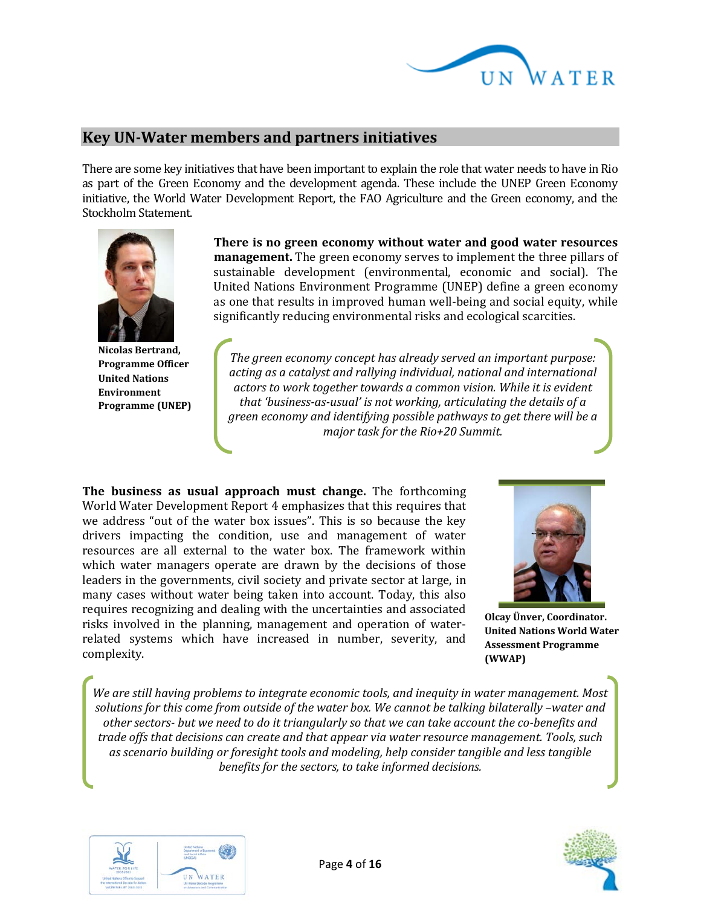## Key UN-Water members and partners initiatives

There are some key initiatives that have been important to explain the role that water needs to have in Rio as part of the Green Economy and the development agenda. These include the UNEP Green Economy initiative, the World Water Development Report, the FAO Agriculture and the Green economy, and the Stockholm Statement.

**Nicolas Bertrand, Programme Officer United Nations Environment Programme (UNEP)**

**There is no green economy without water and good water resources management.** The green economy serves to implement the three pillars of sustainable development (environmental, economic and social). The United Nations Environment Programme (UNEP) define a green economy as one that results in improved human well-being and social equity, while significantly reducing environmental risks and ecological scarcities.

*The green economy concept has already served an important purpose: acting as a catalyst and rallying individual, national and international actors to work together towards a common vision. While it is evident that 'business-as-usual' is not working, articulating the details of a green economy and identifying possible pathways to get there will be a major task for the Rio+20 Summit.*

**The business as usual approach must change.** The forthcoming World Water Development Report 4 emphasizes that this requires that we address "out of the water box issues". This is so because the key drivers impacting the condition, use and management of water resources are all external to the water box. The framework within which water managers operate are drawn by the decisions of those leaders in the governments, civil society and private sector at large, in many cases without water being taken into account. Today, this also requires recognizing and dealing with the uncertainties and associated risks involved in the planning, management and operation of water-related systems which have increased in number, severity, and complexity.

**Olcay Ünver, Coordinator. United Nations World Water Assessment Programme (WWAP)**

*We are still having problems to integrate economic tools, and inequity in water management. Most solutions for this come from outside of the water box. We cannot be talking bilaterally –water and other sectors- but we need to do it triangularly so that we can take account the co-benefits and trade offs that decisions can create and that appear via water resource management. Tools, such as scenario building or foresight tools and modeling, help consider tangible and less tangible benefits for the sectors, to take informed decisions.*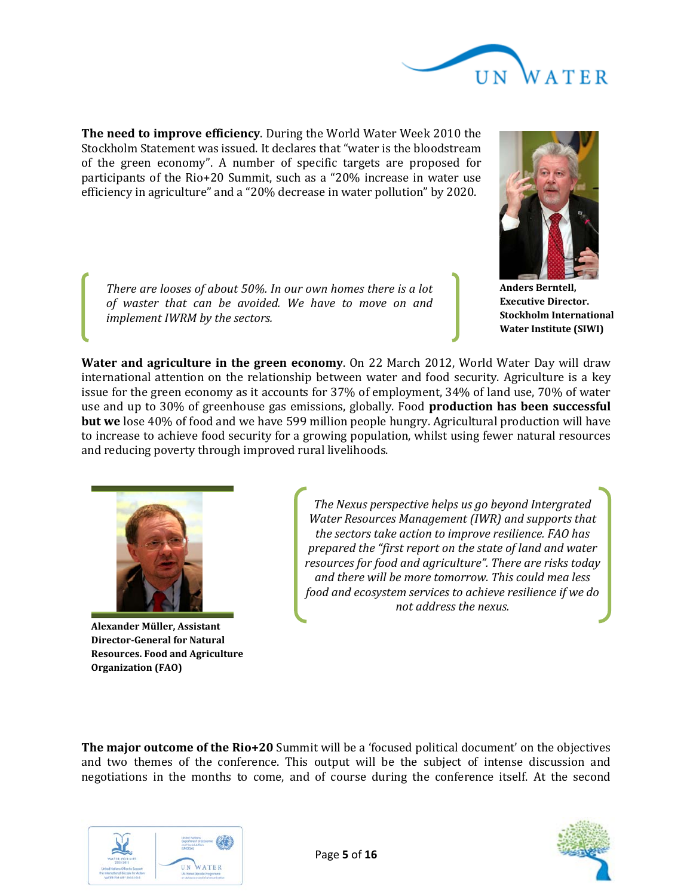**The need to improve efficiency**. During the World Water Week 2010 the Stockholm Statement was issued. It declares that "water is the bloodstream of the green economy". A number of specific targets are proposed for participants of the Rio+20 Summit, such as a "20% increase in water use efficiency in agriculture" and a "20% decrease in water pollution" by 2020.

*There are looses of about 50%. In our own homes there is a lot of waster that can be avoided. We have to move on and implement IWRM by the sectors.*

**Anders Berntell, Executive Director. Stockholm International Water Institute (SIWI)**

**Water and agriculture in the green economy**. On 22 March 2012, World Water Day will draw international attention on the relationship between water and food security. Agriculture is a key issue for the green economy as it accounts for 37% of employment, 34% of land use, 70% of water use and up to 30% of greenhouse gas emissions, globally. Food **production has been successful but we** lose 40% of food and we have 599 million people hungry. Agricultural production will have to increase to achieve food security for a growing population, whilst using fewer natural resources and reducing poverty through improved rural livelihoods.

**Alexander Müller, Assistant Director-General for Natural Resources. Food and Agriculture Organization (FAO)**

*The Nexus perspective helps us go beyond Intergrated Water Resources Management (IWR) and supports that the sectors take action to improve resilience. FAO has prepared the "first report on the state of land and water resources for food and agriculture". There are risks today and there will be more tomorrow. This could mea less food and ecosystem services to achieve resilience if we do not address the nexus.*

**The major outcome of the Rio+20** Summit will be a 'focused political document' on the objectives and two themes of the conference. This output will be the subject of intense discussion and negotiations in the months to come, and of course during the conference itself. At the second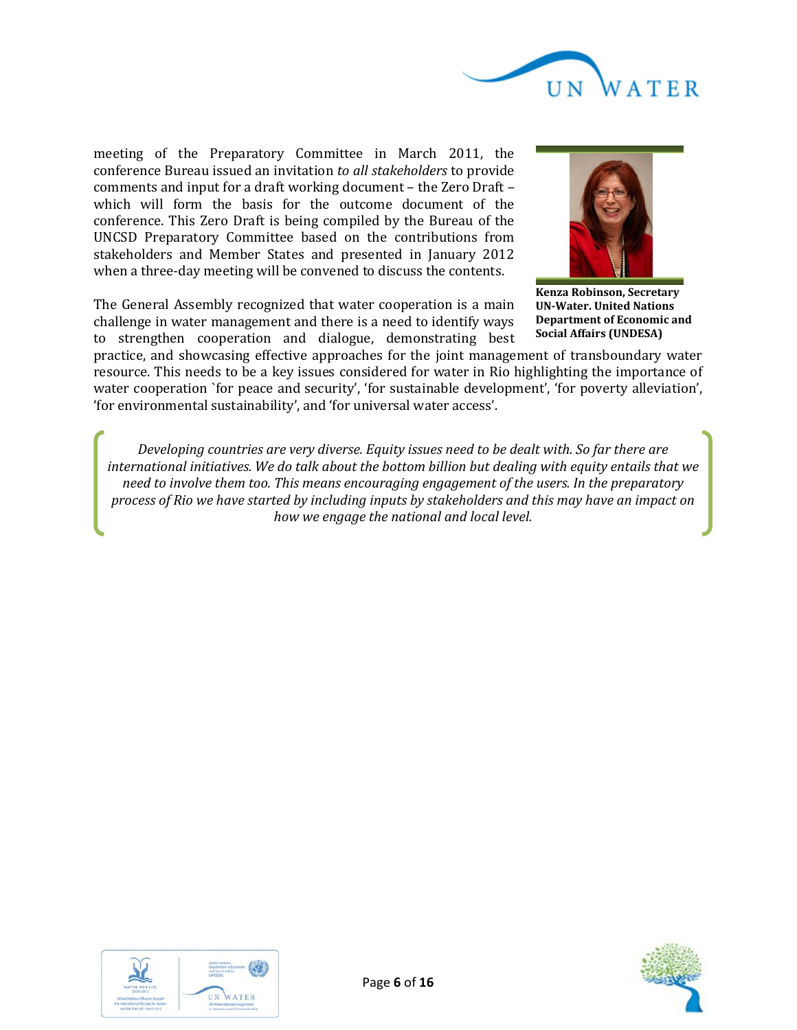meeting of the Preparatory Committee in March 2011, the conference Bureau issued an invitation *to all stakeholders* to provide comments and input for a draft working document – the Zero Draft – which will form the basis for the outcome document of the conference. This Zero Draft is being compiled by the Bureau of the UNCSD Preparatory Committee based on the contributions from stakeholders and Member States and presented in January 2012 when a three-day meeting will be convened to discuss the contents.

**Kenza Robinson, Secretary UN-Water. United Nations Department of Economic and Social Affairs (UNDESA)**

The General Assembly recognized that water cooperation is a main challenge in water management and there is a need to identify ways to strengthen cooperation and dialogue, demonstrating best practice, and showcasing effective approaches for the joint management of transboundary water resource. This needs to be a key issues considered for water in Rio highlighting the importance of water cooperation `for peace and security', 'for sustainable development', 'for poverty alleviation', 'for environmental sustainability', and 'for universal water access'.

*Developing countries are very diverse. Equity issues need to be dealt with. So far there are international initiatives. We do talk about the bottom billion but dealing with equity entails that we need to involve them too. This means encouraging engagement of the users. In the preparatory process of Rio we have started by including inputs by stakeholders and this may have an impact on how we engage the national and local level.*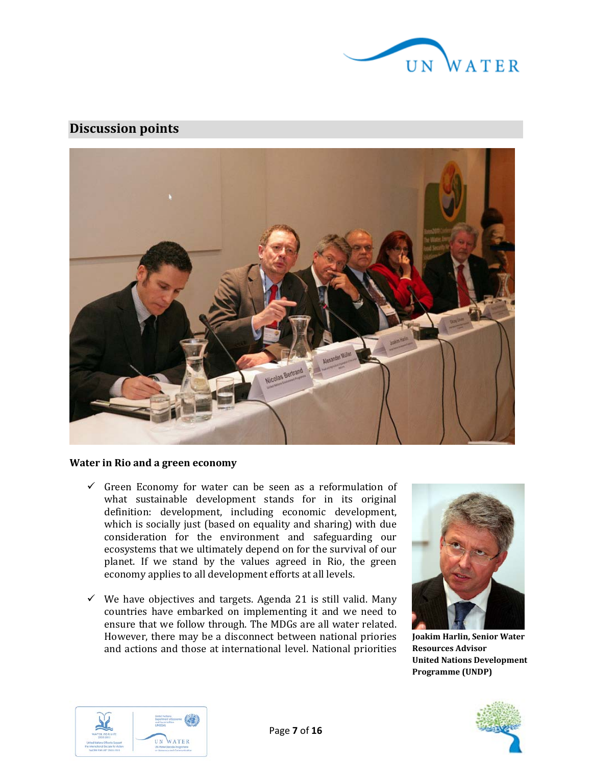## Discussion points

**Water in Rio and a green economy**

- ✓ Green Economy for water can be seen as a reformulation of what sustainable development stands for in its original definition: development, including economic development, which is socially just (based on equality and sharing) with due consideration for the environment and safeguarding our ecosystems that we ultimately depend on for the survival of our planet. If we stand by the values agreed in Rio, the green economy applies to all development efforts at all levels.
- ✓ We have objectives and targets. Agenda 21 is still valid. Many countries have embarked on implementing it and we need to ensure that we follow through. The MDGs are all water related. However, there may be a disconnect between national priories and actions and those at international level. National priorities

**Joakim Harlin, Senior Water Resources Advisor United Nations Development Programme (UNDP)**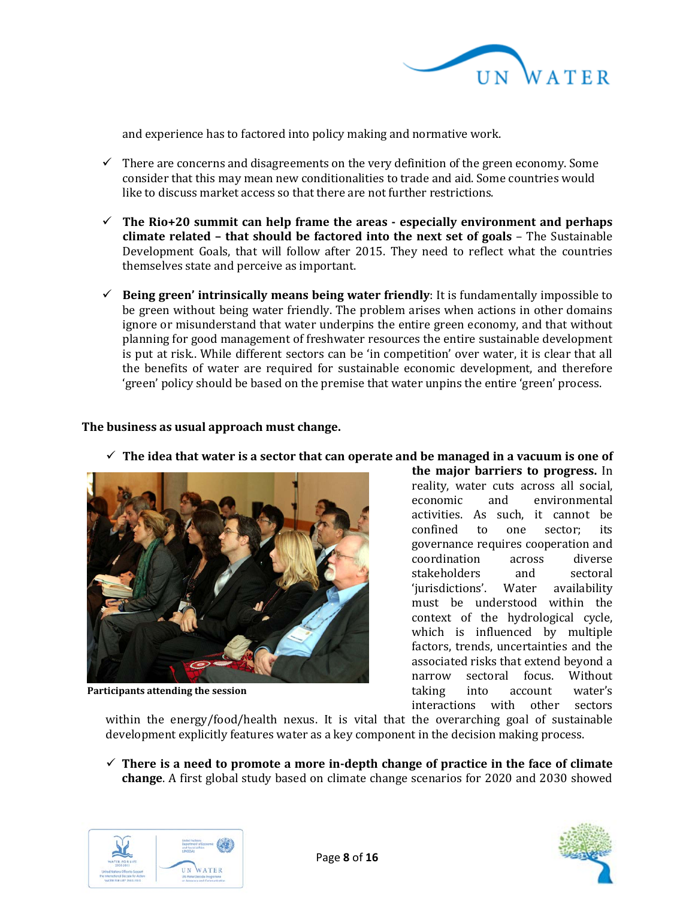and experience has to factored into policy making and normative work.

- There are concerns and disagreements on the very definition of the green economy. Some consider that this may mean new conditionalities to trade and aid. Some countries would like to discuss market access so that there are not further restrictions.

- **The Rio+20 summit can help frame the areas - especially environment and perhaps climate related – that should be factored into the next set of goals** – The Sustainable Development Goals, that will follow after 2015. They need to reflect what the countries themselves state and perceive as important.

- **Being green' intrinsically means being water friendly**: It is fundamentally impossible to be green without being water friendly. The problem arises when actions in other domains ignore or misunderstand that water underpins the entire green economy, and that without planning for good management of freshwater resources the entire sustainable development is put at risk.. While different sectors can be 'in competition' over water, it is clear that all the benefits of water are required for sustainable economic development, and therefore 'green' policy should be based on the premise that water unpins the entire 'green' process.

**The business as usual approach must change.**

- **The idea that water is a sector that can operate and be managed in a vacuum is one of the major barriers to progress.** In reality, water cuts across all social, economic and environmental activities. As such, it cannot be confined to one sector; its governance requires cooperation and coordination across diverse stakeholders and sectoral 'jurisdictions'. Water availability must be understood within the context of the hydrological cycle, which is influenced by multiple factors, trends, uncertainties and the associated risks that extend beyond a narrow sectoral focus. Without taking into account water's interactions with other sectors within the energy/food/health nexus. It is vital that the overarching goal of sustainable development explicitly features water as a key component in the decision making process.

**Participants attending the session**

- **There is a need to promote a more in-depth change of practice in the face of climate change**. A first global study based on climate change scenarios for 2020 and 2030 showed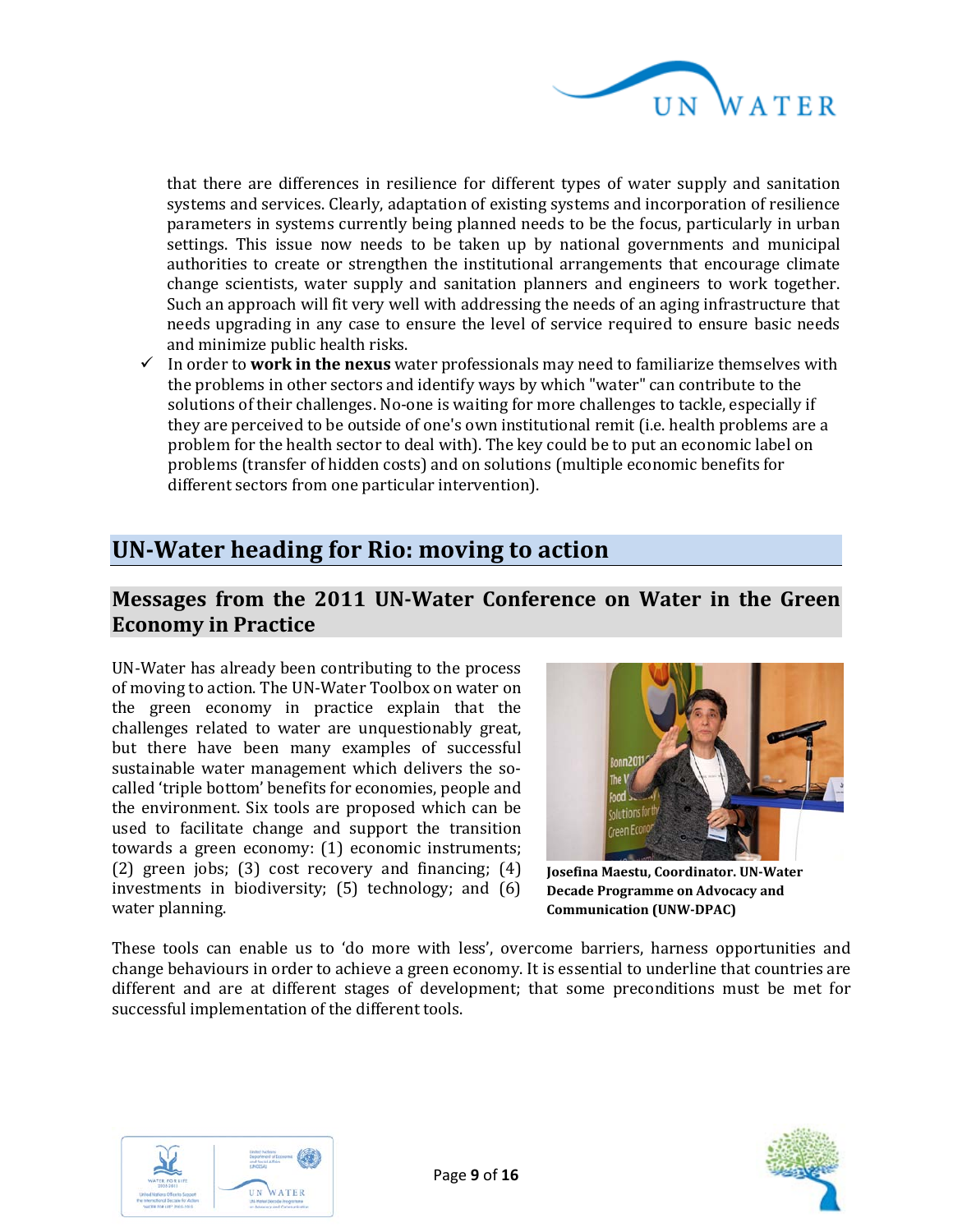that there are differences in resilience for different types of water supply and sanitation systems and services. Clearly, adaptation of existing systems and incorporation of resilience parameters in systems currently being planned needs to be the focus, particularly in urban settings. This issue now needs to be taken up by national governments and municipal authorities to create or strengthen the institutional arrangements that encourage climate change scientists, water supply and sanitation planners and engineers to work together. Such an approach will fit very well with addressing the needs of an aging infrastructure that needs upgrading in any case to ensure the level of service required to ensure basic needs and minimize public health risks.

- ✓ In order to **work in the nexus** water professionals may need to familiarize themselves with the problems in other sectors and identify ways by which "water" can contribute to the solutions of their challenges. No-one is waiting for more challenges to tackle, especially if they are perceived to be outside of one's own institutional remit (i.e. health problems are a problem for the health sector to deal with). The key could be to put an economic label on problems (transfer of hidden costs) and on solutions (multiple economic benefits for different sectors from one particular intervention).

## UN-Water heading for Rio: moving to action

### Messages from the 2011 UN-Water Conference on Water in the Green Economy in Practice

UN-Water has already been contributing to the process of moving to action. The UN-Water Toolbox on water on the green economy in practice explain that the challenges related to water are unquestionably great, but there have been many examples of successful sustainable water management which delivers the so-called 'triple bottom' benefits for economies, people and the environment. Six tools are proposed which can be used to facilitate change and support the transition towards a green economy: (1) economic instruments; (2) green jobs; (3) cost recovery and financing; (4) investments in biodiversity; (5) technology; and (6) water planning.

**Josefina Maestu, Coordinator. UN-Water Decade Programme on Advocacy and Communication (UNW-DPAC)**

These tools can enable us to 'do more with less', overcome barriers, harness opportunities and change behaviours in order to achieve a green economy. It is essential to underline that countries are different and are at different stages of development; that some preconditions must be met for successful implementation of the different tools.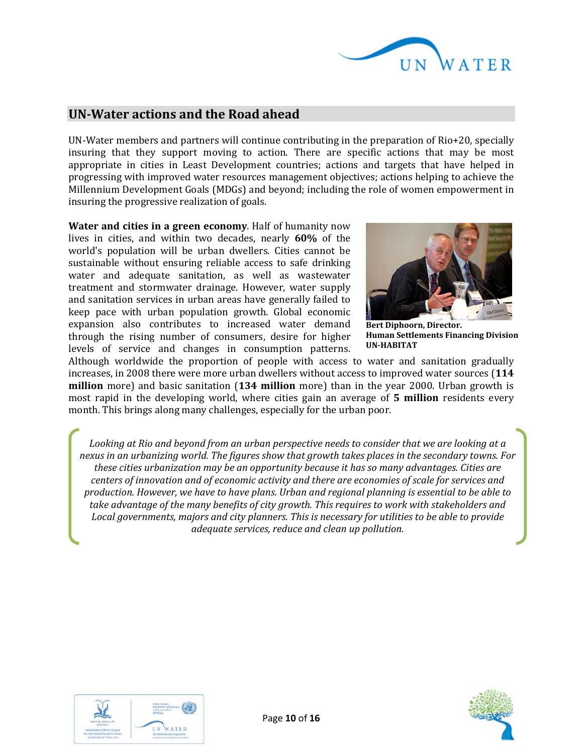## UN-Water actions and the Road ahead

UN-Water members and partners will continue contributing in the preparation of Rio+20, specially insuring that they support moving to action. There are specific actions that may be most appropriate in cities in Least Development countries; actions and targets that have helped in progressing with improved water resources management objectives; actions helping to achieve the Millennium Development Goals (MDGs) and beyond; including the role of women empowerment in insuring the progressive realization of goals.

**Water and cities in a green economy**. Half of humanity now lives in cities, and within two decades, nearly **60%** of the world's population will be urban dwellers. Cities cannot be sustainable without ensuring reliable access to safe drinking water and adequate sanitation, as well as wastewater treatment and stormwater drainage. However, water supply and sanitation services in urban areas have generally failed to keep pace with urban population growth. Global economic expansion also contributes to increased water demand through the rising number of consumers, desire for higher levels of service and changes in consumption patterns. Although worldwide the proportion of people with access to water and sanitation gradually increases, in 2008 there were more urban dwellers without access to improved water sources (**114 million** more) and basic sanitation (**134 million** more) than in the year 2000. Urban growth is most rapid in the developing world, where cities gain an average of **5 million** residents every month. This brings along many challenges, especially for the urban poor.

**Bert Diphoorn, Director.**
**Human Settlements Financing Division**
**UN-HABITAT**

*Looking at Rio and beyond from an urban perspective needs to consider that we are looking at a nexus in an urbanizing world. The figures show that growth takes places in the secondary towns. For these cities urbanization may be an opportunity because it has so many advantages. Cities are centers of innovation and of economic activity and there are economies of scale for services and production. However, we have to have plans. Urban and regional planning is essential to be able to take advantage of the many benefits of city growth. This requires to work with stakeholders and Local governments, majors and city planners. This is necessary for utilities to be able to provide adequate services, reduce and clean up pollution.*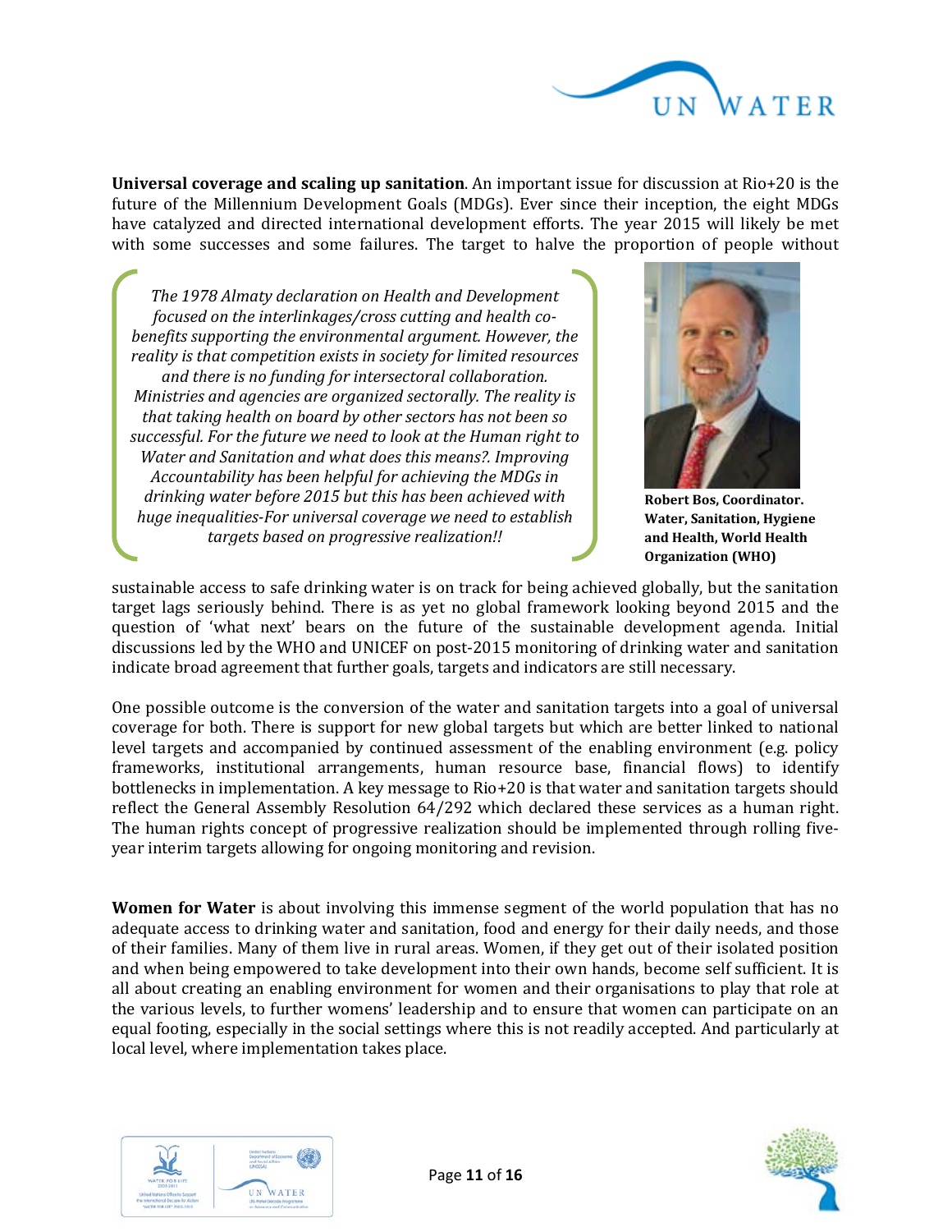**Universal coverage and scaling up sanitation**. An important issue for discussion at Rio+20 is the future of the Millennium Development Goals (MDGs). Ever since their inception, the eight MDGs have catalyzed and directed international development efforts. The year 2015 will likely be met with some successes and some failures. The target to halve the proportion of people without sustainable access to safe drinking water is on track for being achieved globally, but the sanitation target lags seriously behind. There is as yet no global framework looking beyond 2015 and the question of 'what next' bears on the future of the sustainable development agenda. Initial discussions led by the WHO and UNICEF on post-2015 monitoring of drinking water and sanitation indicate broad agreement that further goals, targets and indicators are still necessary.

> *The 1978 Almaty declaration on Health and Development focused on the interlinkages/cross cutting and health co-benefits supporting the environmental argument. However, the reality is that competition exists in society for limited resources and there is no funding for intersectoral collaboration. Ministries and agencies are organized sectorally. The reality is that taking health on board by other sectors has not been so successful. For the future we need to look at the Human right to Water and Sanitation and what does this means?. Improving Accountability has been helpful for achieving the MDGs in drinking water before 2015 but this has been achieved with huge inequalities-For universal coverage we need to establish targets based on progressive realization!!*

**Robert Bos, Coordinator. Water, Sanitation, Hygiene and Health, World Health Organization (WHO)**

One possible outcome is the conversion of the water and sanitation targets into a goal of universal coverage for both. There is support for new global targets but which are better linked to national level targets and accompanied by continued assessment of the enabling environment (e.g. policy frameworks, institutional arrangements, human resource base, financial flows) to identify bottlenecks in implementation. A key message to Rio+20 is that water and sanitation targets should reflect the General Assembly Resolution 64/292 which declared these services as a human right. The human rights concept of progressive realization should be implemented through rolling five-year interim targets allowing for ongoing monitoring and revision.

**Women for Water** is about involving this immense segment of the world population that has no adequate access to drinking water and sanitation, food and energy for their daily needs, and those of their families. Many of them live in rural areas. Women, if they get out of their isolated position and when being empowered to take development into their own hands, become self sufficient. It is all about creating an enabling environment for women and their organisations to play that role at the various levels, to further womens' leadership and to ensure that women can participate on an equal footing, especially in the social settings where this is not readily accepted. And particularly at local level, where implementation takes place.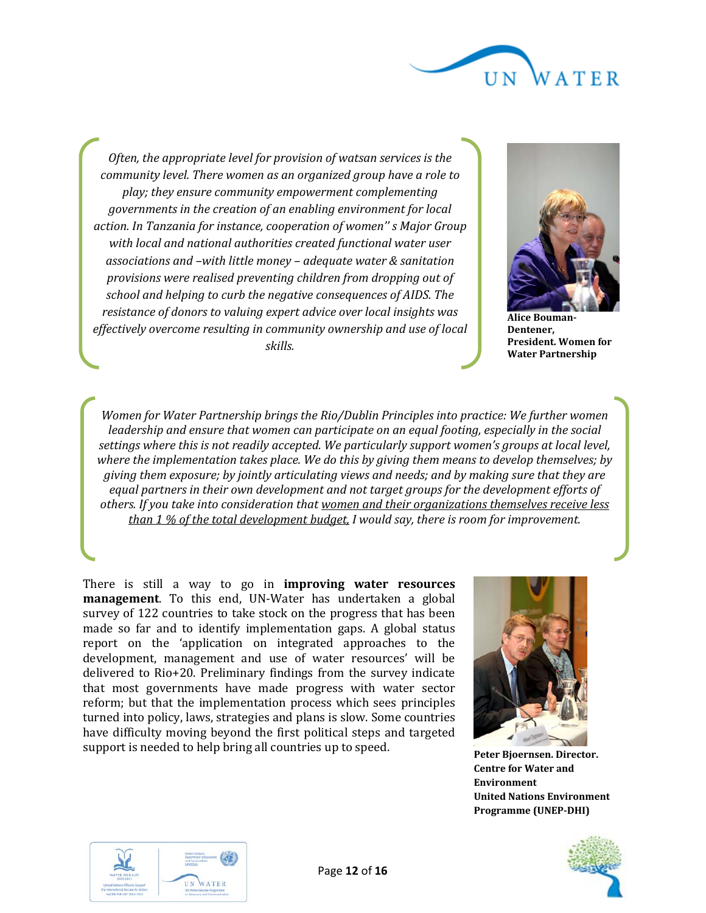*Often, the appropriate level for provision of watsan services is the community level. There women as an organized group have a role to play; they ensure community empowerment complementing governments in the creation of an enabling environment for local action. In Tanzania for instance, cooperation of women'' s Major Group with local and national authorities created functional water user associations and –with little money – adequate water & sanitation provisions were realised preventing children from dropping out of school and helping to curb the negative consequences of AIDS. The resistance of donors to valuing expert advice over local insights was effectively overcome resulting in community ownership and use of local skills.*

**Alice Bouman-Dentener, President. Women for Water Partnership**

*Women for Water Partnership brings the Rio/Dublin Principles into practice: We further women leadership and ensure that women can participate on an equal footing, especially in the social settings where this is not readily accepted. We particularly support women's groups at local level, where the implementation takes place. We do this by giving them means to develop themselves; by giving them exposure; by jointly articulating views and needs; and by making sure that they are equal partners in their own development and not target groups for the development efforts of others. If you take into consideration that <u>women and their organizations themselves receive less than 1 % of the total development budget</u>, I would say, there is room for improvement.*

There is still a way to go in **improving water resources management**. To this end, UN-Water has undertaken a global survey of 122 countries to take stock on the progress that has been made so far and to identify implementation gaps. A global status report on the 'application on integrated approaches to the development, management and use of water resources' will be delivered to Rio+20. Preliminary findings from the survey indicate that most governments have made progress with water sector reform; but that the implementation process which sees principles turned into policy, laws, strategies and plans is slow. Some countries have difficulty moving beyond the first political steps and targeted support is needed to help bring all countries up to speed.

**Peter Bjoernsen. Director. Centre for Water and Environment United Nations Environment Programme (UNEP-DHI)**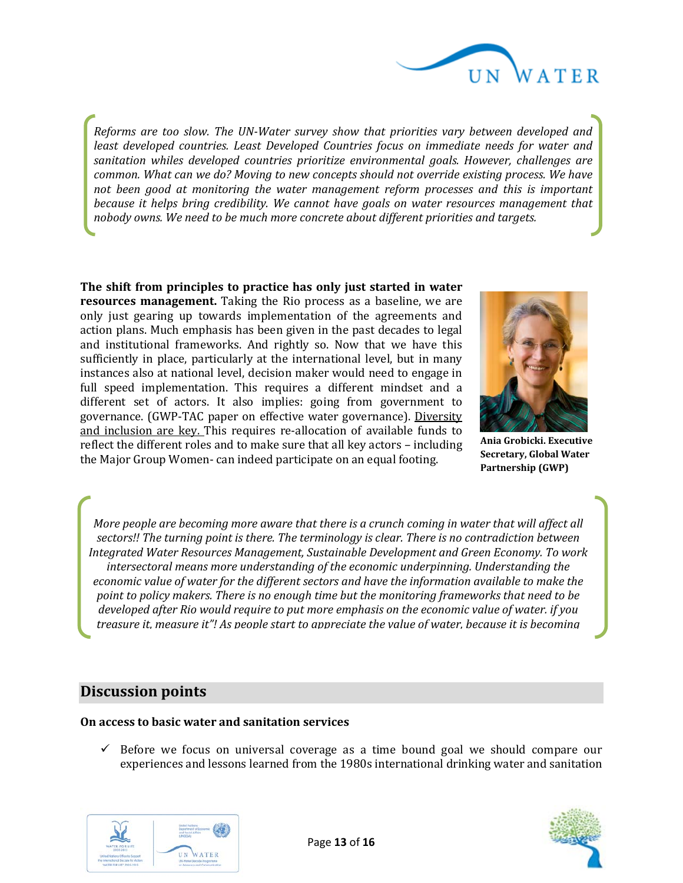*Reforms are too slow. The UN-Water survey show that priorities vary between developed and least developed countries. Least Developed Countries focus on immediate needs for water and sanitation whiles developed countries prioritize environmental goals. However, challenges are common. What can we do? Moving to new concepts should not override existing process. We have not been good at monitoring the water management reform processes and this is important because it helps bring credibility. We cannot have goals on water resources management that nobody owns. We need to be much more concrete about different priorities and targets.*

**The shift from principles to practice has only just started in water resources management.** Taking the Rio process as a baseline, we are only just gearing up towards implementation of the agreements and action plans. Much emphasis has been given in the past decades to legal and institutional frameworks. And rightly so. Now that we have this sufficiently in place, particularly at the international level, but in many instances also at national level, decision maker would need to engage in full speed implementation. This requires a different mindset and a different set of actors. It also implies: going from government to governance. (GWP-TAC paper on effective water governance). Diversity and inclusion are key. This requires re-allocation of available funds to reflect the different roles and to make sure that all key actors – including the Major Group Women- can indeed participate on an equal footing.

**Ania Grobicki. Executive Secretary, Global Water Partnership (GWP)**

*More people are becoming more aware that there is a crunch coming in water that will affect all sectors!! The turning point is there. The terminology is clear. There is no contradiction between Integrated Water Resources Management, Sustainable Development and Green Economy. To work intersectoral means more understanding of the economic underpinning. Understanding the economic value of water for the different sectors and have the information available to make the point to policy makers. There is no enough time but the monitoring frameworks that need to be developed after Rio would require to put more emphasis on the economic value of water. if you treasure it, measure it"! As people start to appreciate the value of water, because it is becoming*

## Discussion points

**On access to basic water and sanitation services**

- ✓ Before we focus on universal coverage as a time bound goal we should compare our experiences and lessons learned from the 1980s international drinking water and sanitation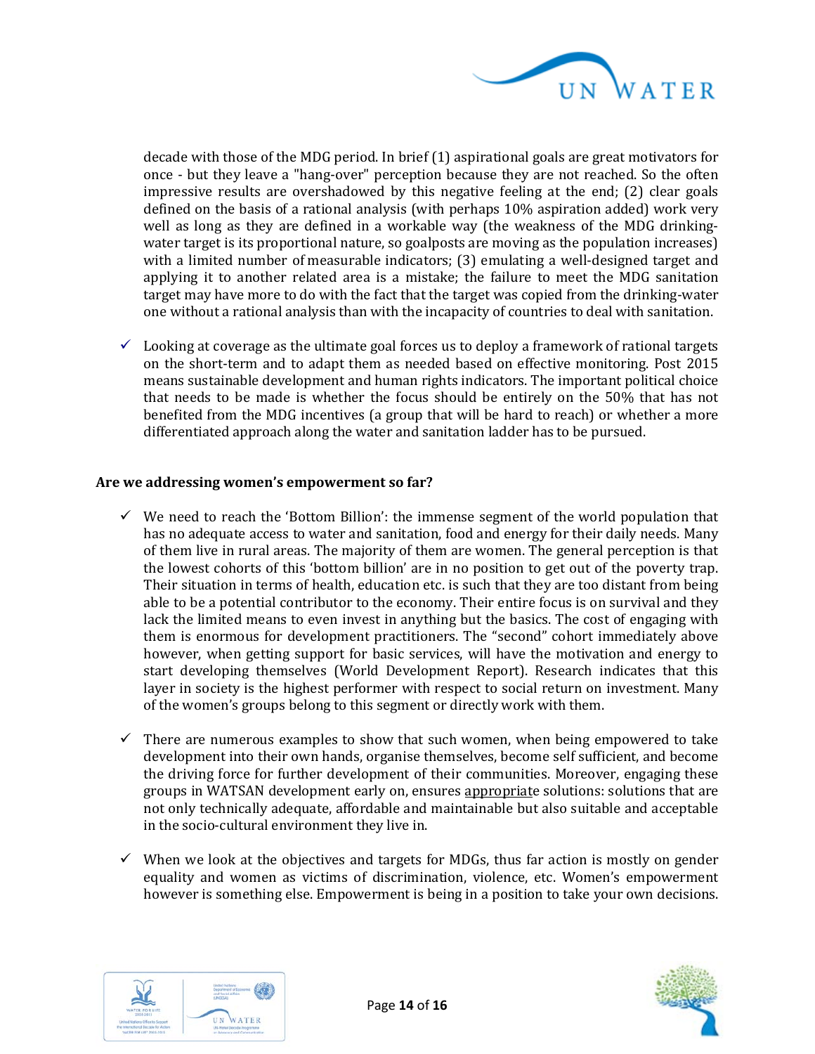decade with those of the MDG period. In brief (1) aspirational goals are great motivators for once - but they leave a "hang-over" perception because they are not reached. So the often impressive results are overshadowed by this negative feeling at the end; (2) clear goals defined on the basis of a rational analysis (with perhaps 10% aspiration added) work very well as long as they are defined in a workable way (the weakness of the MDG drinking-water target is its proportional nature, so goalposts are moving as the population increases) with a limited number of measurable indicators; (3) emulating a well-designed target and applying it to another related area is a mistake; the failure to meet the MDG sanitation target may have more to do with the fact that the target was copied from the drinking-water one without a rational analysis than with the incapacity of countries to deal with sanitation.

- ✓ Looking at coverage as the ultimate goal forces us to deploy a framework of rational targets on the short-term and to adapt them as needed based on effective monitoring. Post 2015 means sustainable development and human rights indicators. The important political choice that needs to be made is whether the focus should be entirely on the 50% that has not benefited from the MDG incentives (a group that will be hard to reach) or whether a more differentiated approach along the water and sanitation ladder has to be pursued.

**Are we addressing women's empowerment so far?**

- ✓ We need to reach the 'Bottom Billion': the immense segment of the world population that has no adequate access to water and sanitation, food and energy for their daily needs. Many of them live in rural areas. The majority of them are women. The general perception is that the lowest cohorts of this 'bottom billion' are in no position to get out of the poverty trap. Their situation in terms of health, education etc. is such that they are too distant from being able to be a potential contributor to the economy. Their entire focus is on survival and they lack the limited means to even invest in anything but the basics. The cost of engaging with them is enormous for development practitioners. The "second" cohort immediately above however, when getting support for basic services, will have the motivation and energy to start developing themselves (World Development Report). Research indicates that this layer in society is the highest performer with respect to social return on investment. Many of the women's groups belong to this segment or directly work with them.

- ✓ There are numerous examples to show that such women, when being empowered to take development into their own hands, organise themselves, become self sufficient, and become the driving force for further development of their communities. Moreover, engaging these groups in WATSAN development early on, ensures appropriate solutions: solutions that are not only technically adequate, affordable and maintainable but also suitable and acceptable in the socio-cultural environment they live in.

- ✓ When we look at the objectives and targets for MDGs, thus far action is mostly on gender equality and women as victims of discrimination, violence, etc. Women's empowerment however is something else. Empowerment is being in a position to take your own decisions.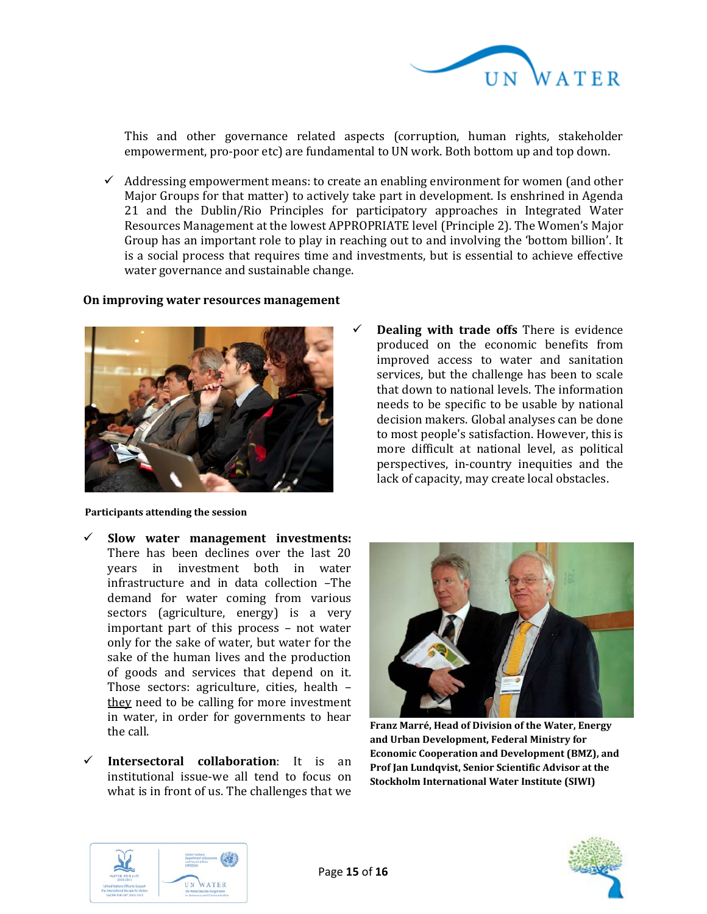This and other governance related aspects (corruption, human rights, stakeholder empowerment, pro-poor etc) are fundamental to UN work. Both bottom up and top down.

- ✓ Addressing empowerment means: to create an enabling environment for women (and other Major Groups for that matter) to actively take part in development. Is enshrined in Agenda 21 and the Dublin/Rio Principles for participatory approaches in Integrated Water Resources Management at the lowest APPROPRIATE level (Principle 2). The Women's Major Group has an important role to play in reaching out to and involving the 'bottom billion'. It is a social process that requires time and investments, but is essential to achieve effective water governance and sustainable change.

**On improving water resources management**

**Participants attending the session**

- ✓ **Dealing with trade offs** There is evidence produced on the economic benefits from improved access to water and sanitation services, but the challenge has been to scale that down to national levels. The information needs to be specific to be usable by national decision makers. Global analyses can be done to most people's satisfaction. However, this is more difficult at national level, as political perspectives, in-country inequities and the lack of capacity, may create local obstacles.

- ✓ **Slow water management investments:** There has been declines over the last 20 years in investment both in water infrastructure and in data collection –The demand for water coming from various sectors (agriculture, energy) is a very important part of this process – not water only for the sake of water, but water for the sake of the human lives and the production of goods and services that depend on it. Those sectors: agriculture, cities, health – they need to be calling for more investment in water, in order for governments to hear the call.

**Franz Marré, Head of Division of the Water, Energy and Urban Development, Federal Ministry for Economic Cooperation and Development (BMZ), and Prof Jan Lundqvist, Senior Scientific Advisor at the Stockholm International Water Institute (SIWI)**

- ✓ **Intersectoral collaboration**: It is an institutional issue-we all tend to focus on what is in front of us. The challenges that we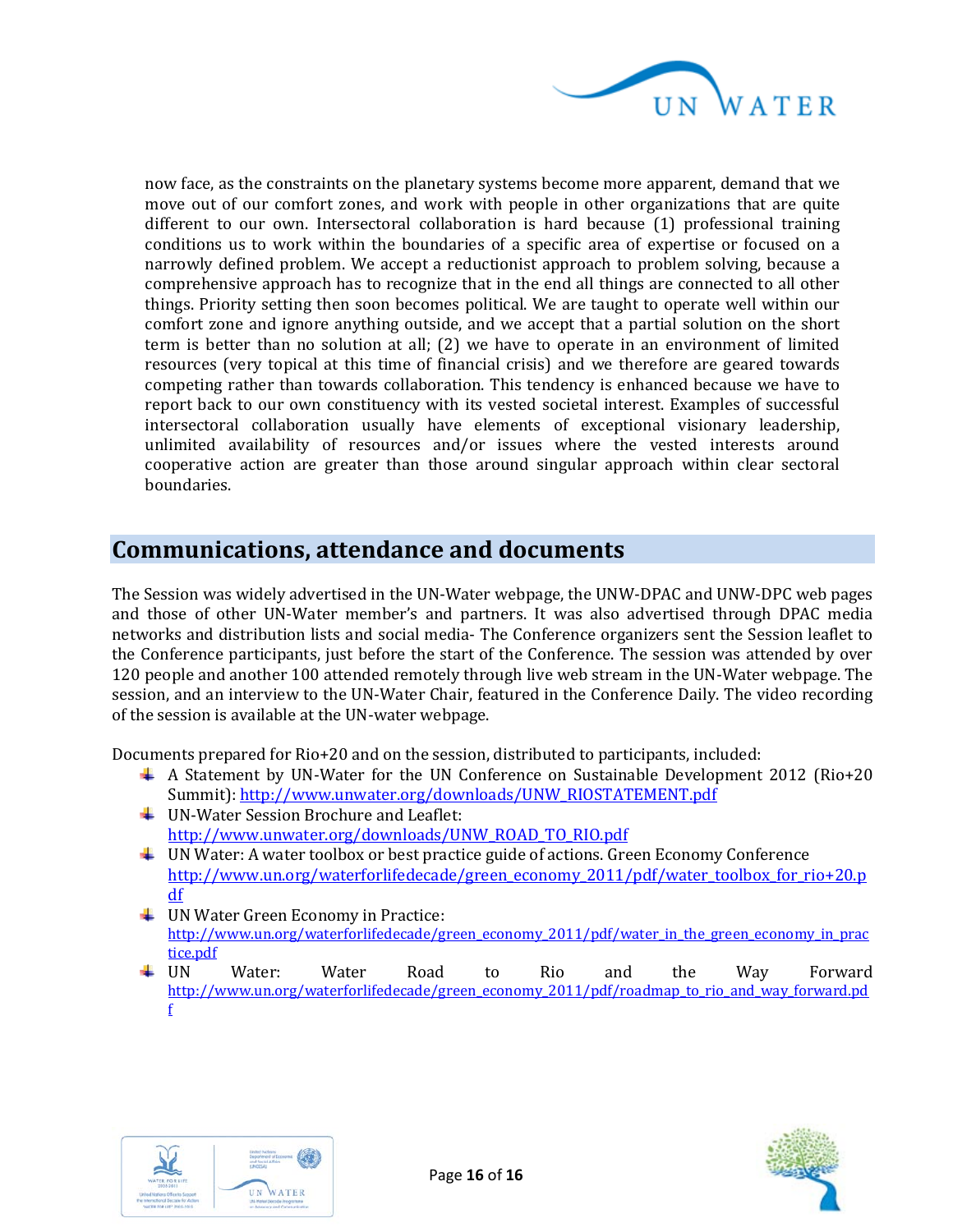now face, as the constraints on the planetary systems become more apparent, demand that we move out of our comfort zones, and work with people in other organizations that are quite different to our own. Intersectoral collaboration is hard because (1) professional training conditions us to work within the boundaries of a specific area of expertise or focused on a narrowly defined problem. We accept a reductionist approach to problem solving, because a comprehensive approach has to recognize that in the end all things are connected to all other things. Priority setting then soon becomes political. We are taught to operate well within our comfort zone and ignore anything outside, and we accept that a partial solution on the short term is better than no solution at all; (2) we have to operate in an environment of limited resources (very topical at this time of financial crisis) and we therefore are geared towards competing rather than towards collaboration. This tendency is enhanced because we have to report back to our own constituency with its vested societal interest. Examples of successful intersectoral collaboration usually have elements of exceptional visionary leadership, unlimited availability of resources and/or issues where the vested interests around cooperative action are greater than those around singular approach within clear sectoral boundaries.

## Communications, attendance and documents

The Session was widely advertised in the UN-Water webpage, the UNW-DPAC and UNW-DPC web pages and those of other UN-Water member's and partners. It was also advertised through DPAC media networks and distribution lists and social media- The Conference organizers sent the Session leaflet to the Conference participants, just before the start of the Conference. The session was attended by over 120 people and another 100 attended remotely through live web stream in the UN-Water webpage. The session, and an interview to the UN-Water Chair, featured in the Conference Daily. The video recording of the session is available at the UN-water webpage.

Documents prepared for Rio+20 and on the session, distributed to participants, included:

- A Statement by UN-Water for the UN Conference on Sustainable Development 2012 (Rio+20 Summit): http://www.unwater.org/downloads/UNW_RIOSTATEMENT.pdf
- UN-Water Session Brochure and Leaflet: http://www.unwater.org/downloads/UNW_ROAD_TO_RIO.pdf
- UN Water: A water toolbox or best practice guide of actions. Green Economy Conference http://www.un.org/waterforlifedecade/green_economy_2011/pdf/water_toolbox_for_rio+20.pdf
- UN Water Green Economy in Practice: http://www.un.org/waterforlifedecade/green_economy_2011/pdf/water_in_the_green_economy_in_practice.pdf
- UN Water: Water Road to Rio and the Way Forward http://www.un.org/waterforlifedecade/green_economy_2011/pdf/roadmap_to_rio_and_way_forward.pdf